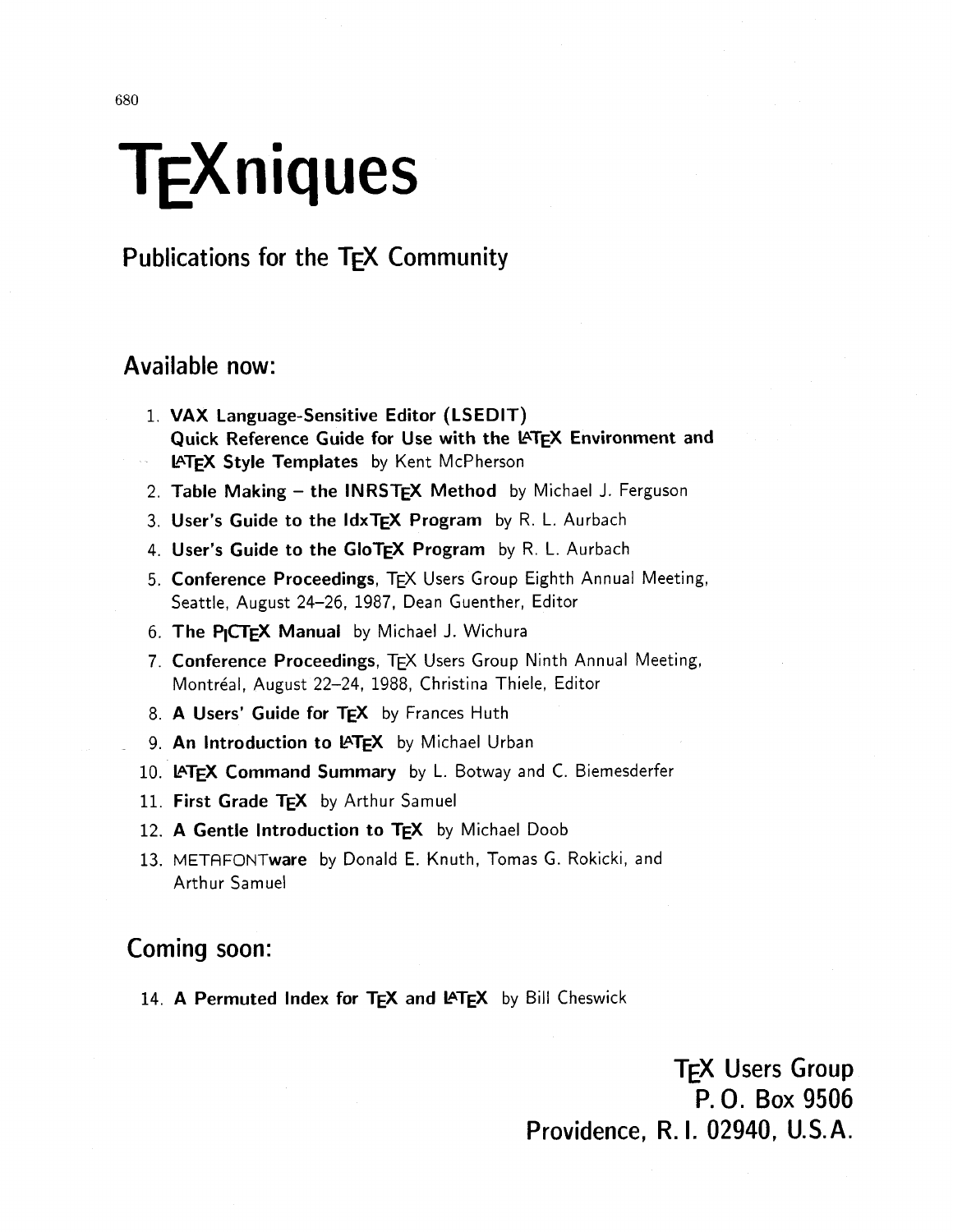# TEXniques

## Publications for the TEX Community

## Available now:

1. **VAX Language-Sensitive Editor (LSEDIT) Quick Reference Guide for Use with the LATEX Environment and LATEX Style Templates** by Kent McPherson
2. **Table Making – the INRSTEX Method** by Michael J. Ferguson
3. **User's Guide to the IdxTEX Program** by R. L. Aurbach
4. **User's Guide to the GloTEX Program** by R. L. Aurbach
5. **Conference Proceedings**, TEX Users Group Eighth Annual Meeting, Seattle, August 24–26, 1987, Dean Guenther, Editor
6. **The PICTEX Manual** by Michael J. Wichura
7. **Conference Proceedings**, TEX Users Group Ninth Annual Meeting, Montréal, August 22–24, 1988, Christina Thiele, Editor
8. **A Users' Guide for TEX** by Frances Huth
9. **An Introduction to LATEX** by Michael Urban
10. **LATEX Command Summary** by L. Botway and C. Biemesderfer
11. **First Grade TEX** by Arthur Samuel
12. **A Gentle Introduction to TEX** by Michael Doob
13. METAFONT**ware** by Donald E. Knuth, Tomas G. Rokicki, and Arthur Samuel

## Coming soon:

14. **A Permuted Index for TEX and LATEX** by Bill Cheswick

**TEX Users Group**
**P. O. Box 9506**
**Providence, R. I. 02940, U.S.A.**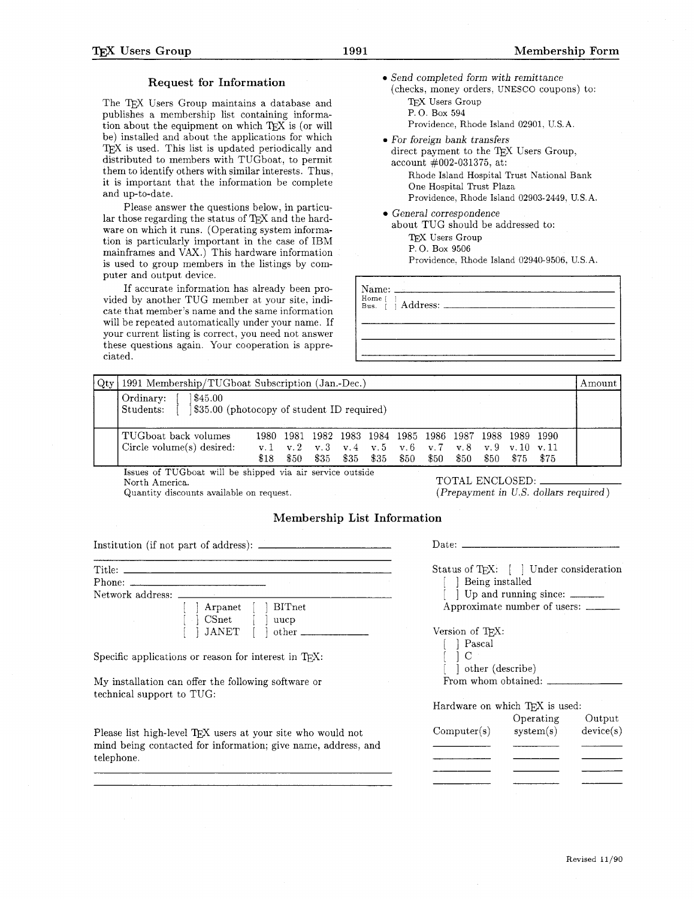## Request for Information

The TeX Users Group maintains a database and publishes a membership list containing information about the equipment on which TeX is (or will be) installed and about the applications for which TeX is used. This list is updated periodically and distributed to members with TUGboat, to permit them to identify others with similar interests. Thus, it is important that the information be complete and up-to-date.

Please answer the questions below, in particular those regarding the status of TeX and the hardware on which it runs. (Operating system information is particularly important in the case of IBM mainframes and VAX.) This hardware information is used to group members in the listings by computer and output device.

If accurate information has already been provided by another TUG member at your site, indicate that member's name and the same information will be repeated automatically under your name. If your current listing is correct, you need not answer these questions again. Your cooperation is appreciated.

- *Send completed form with remittance* (checks, money orders, UNESCO coupons) to:
  TeX Users Group
  P. O. Box 594
  Providence, Rhode Island 02901, U.S.A.
- *For foreign bank transfers* direct payment to the TeX Users Group, account #002-031375, at:
  Rhode Island Hospital Trust National Bank
  One Hospital Trust Plaza
  Providence, Rhode Island 02903-2449, U.S.A.
- *General correspondence* about TUG should be addressed to:
  TeX Users Group
  P. O. Box 9506
  Providence, Rhode Island 02940-9506, U.S.A.

Name: ______________________________

Home [ ]
Bus. [ ] Address: ______________________________

______________________________

______________________________

______________________________

| Qty | 1991 Membership/TUGboat Subscription (Jan.-Dec.) | Amount |
|---|---|---|
| | Ordinary: [ ] $45.00<br>Students: [ ] $35.00 (photocopy of student ID required) | |
| | TUGboat back volumes: 1980 v. 1 $18; 1981 v. 2 $50; 1982 v. 3 $35; 1983 v. 4 $35; 1984 v. 5 $35; 1985 v. 6 $50; 1986 v. 7 $50; 1987 v. 8 $50; 1988 v. 9 $50; 1989 v. 10 $75; 1990 v. 11 $75<br>Circle volume(s) desired | |

Issues of TUGboat will be shipped via air service outside North America.
Quantity discounts available on request.

TOTAL ENCLOSED: ______________
*(Prepayment in U.S. dollars required)*

## Membership List Information

Institution (if not part of address): ______________________________

______________________________

Title: ______________________________

Phone: ______________________________

Network address: ______________________________

[ ] Arpanet [ ] BITnet
[ ] CSnet [ ] uucp
[ ] JANET [ ] other ______________

Specific applications or reason for interest in TeX:

My installation can offer the following software or technical support to TUG:

Please list high-level TeX users at your site who would not mind being contacted for information; give name, address, and telephone.

______________________________

______________________________

Date: ______________________________

Status of TeX: [ ] Under consideration
[ ] Being installed
[ ] Up and running since: ________
Approximate number of users: ________

Version of TeX:
[ ] Pascal
[ ] C
[ ] other (describe)
From whom obtained: ______________

Hardware on which TeX is used:

| Computer(s) | Operating system(s) | Output device(s) |
|---|---|---|
| | | |
| | | |
| | | |

Revised 11/90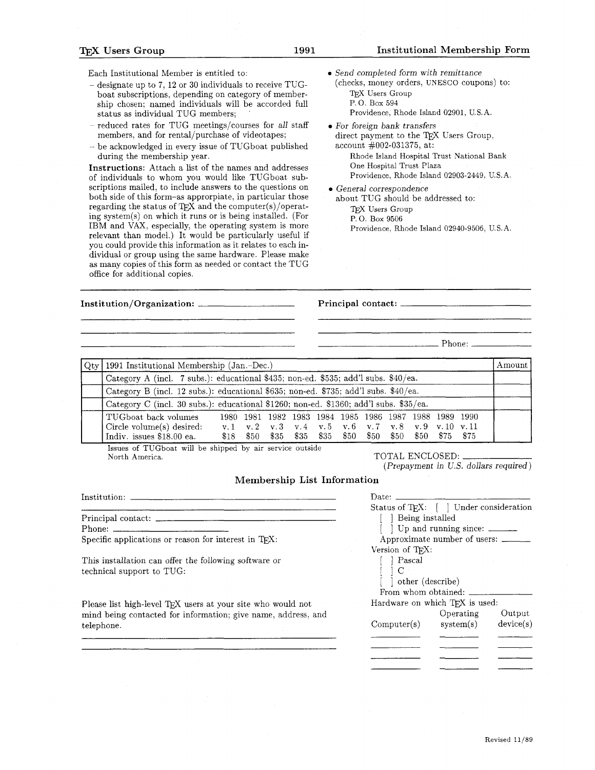Each Institutional Member is entitled to:

- designate up to 7, 12 or 30 individuals to receive TUGboat subscriptions, depending on category of membership chosen; named individuals will be accorded full status as individual TUG members;
- reduced rates for TUG meetings/courses for *all* staff members, and for rental/purchase of videotapes;
- be acknowledged in every issue of TUGboat published during the membership year.

**Instructions:** Attach a list of the names and addresses of individuals to whom you would like TUGboat subscriptions mailed, to include answers to the questions on both side of this form–as approprpiate, in particular those regarding the status of TeX and the computer(s)/operating system(s) on which it runs or is being installed. (For IBM and VAX, especially, the operating system is more relevant than model.) It would be particularly useful if you could provide this information as it relates to each individual or group using the same hardware. Please make as many copies of this form as needed or contact the TUG office for additional copies.

- *Send completed form with remittance* (checks, money orders, UNESCO coupons) to:
  TeX Users Group
  P. O. Box 594
  Providence, Rhode Island 02901, U.S.A.
- *For foreign bank transfers* direct payment to the TeX Users Group, account #002-031375, at:
  Rhode Island Hospital Trust National Bank
  One Hospital Trust Plaza
  Providence, Rhode Island 02903-2449, U.S.A.
- *General correspondence* about TUG should be addressed to:
  TeX Users Group
  P. O. Box 9506
  Providence, Rhode Island 02940-9506, U.S.A.

**Institution/Organization:** ____________________

**Principal contact:** ____________________

Phone: ____________

| Qty | 1991 Institutional Membership (Jan.–Dec.) | Amount |
|---|---|---|
| | Category A (incl. 7 subs.): educational $435; non-ed. $535; add'l subs. $40/ea. | |
| | Category B (incl. 12 subs.): educational $635; non-ed. $735; add'l subs. $40/ea. | |
| | Category C (incl. 30 subs.): educational $1260; non-ed. $1360; add'l subs. $35/ea. | |
| | TUGboat back volumes — 1980 1981 1982 1983 1984 1985 1986 1987 1988 1989 1990<br>Circle volume(s) desired: v. 1 v. 2 v. 3 v. 4 v. 5 v. 6 v. 7 v. 8 v. 9 v. 10 v. 11<br>Indiv. issues $18.00 ea. — $18 $50 $35 $35 $35 $50 $50 $50 $50 $75 $75 | |

Issues of TUGboat will be shipped by air service outside North America.

TOTAL ENCLOSED: ____________
*(Prepayment in U.S. dollars required)*

## Membership List Information

Institution: ____________________

Principal contact: ____________________

Phone: ____________

Specific applications or reason for interest in TeX:

This installation can offer the following software or technical support to TUG:

Please list high-level TeX users at your site who would not mind being contacted for information; give name, address, and telephone.

Date: ____________

Status of TeX: [ ] Under consideration
[ ] Being installed
[ ] Up and running since: ______
Approximate number of users: ______

Version of TeX:
[ ] Pascal
[ ] C
[ ] other (describe)
From whom obtained: ____________

Hardware on which TeX is used:

| Computer(s) | Operating system(s) | Output device(s) |
|---|---|---|
| | | |
| | | |
| | | |

Revised 11/89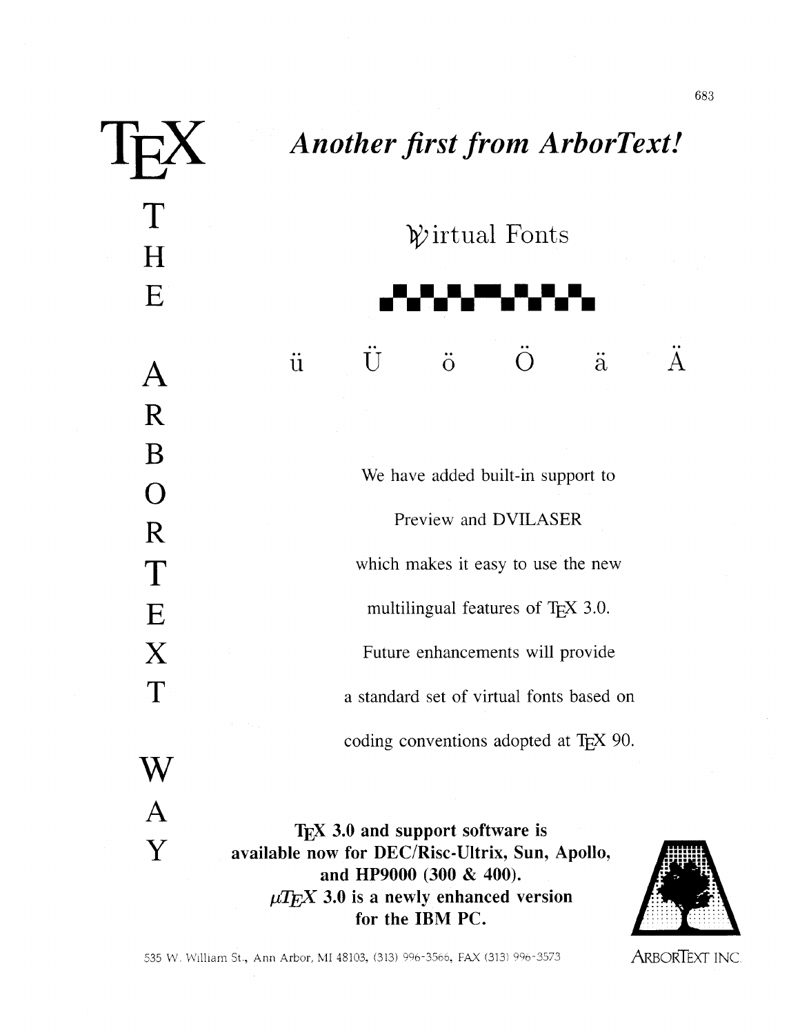# TEX THE ARBORTEXT WAY

## *Another first from ArborText!*

Virtual Fonts

ü Ü ö Ö ä Ä

We have added built-in support to

Preview and DVILASER

which makes it easy to use the new

multilingual features of TEX 3.0.

Future enhancements will provide

a standard set of virtual fonts based on

coding conventions adopted at TEX 90.

**TEX 3.0 and support software is available now for DEC/Risc-Ultrix, Sun, Apollo, and HP9000 (300 & 400).**

***μTEX* 3.0 is a newly enhanced version for the IBM PC.**

535 W. William St., Ann Arbor, MI 48103, (313) 996-3566, FAX (313) 996-3573

ARBORTEXT INC.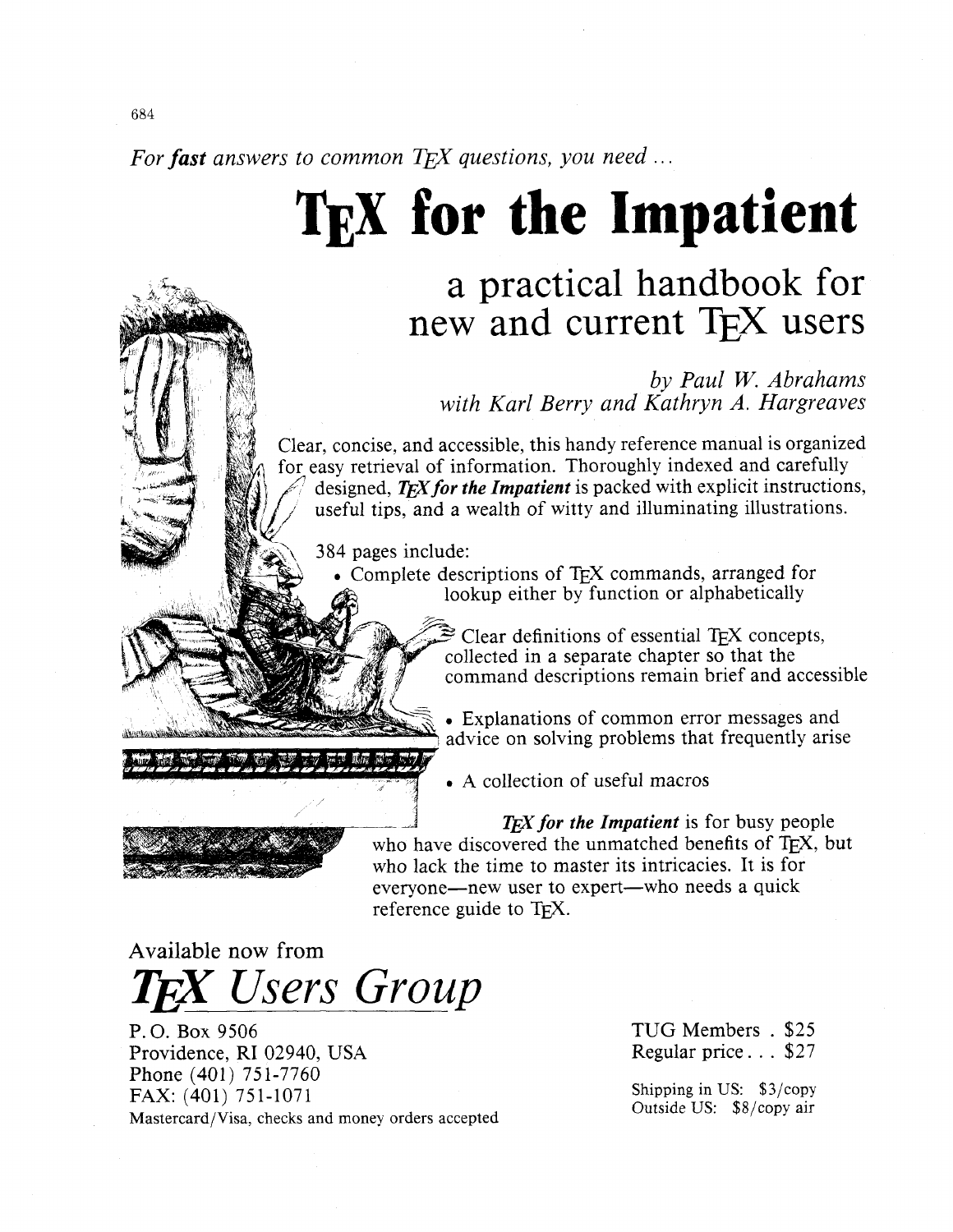*For **fast** answers to common TEX questions, you need ...*

# TEX for the Impatient

## a practical handbook for new and current TEX users

*by Paul W. Abrahams*
*with Karl Berry and Kathryn A. Hargreaves*

Clear, concise, and accessible, this handy reference manual is organized for easy retrieval of information. Thoroughly indexed and carefully designed, ***TEX for the Impatient*** is packed with explicit instructions, useful tips, and a wealth of witty and illuminating illustrations.

384 pages include:

- Complete descriptions of TEX commands, arranged for lookup either by function or alphabetically
- Clear definitions of essential TEX concepts, collected in a separate chapter so that the command descriptions remain brief and accessible
- Explanations of common error messages and advice on solving problems that frequently arise
- A collection of useful macros

***TEX for the Impatient*** is for busy people who have discovered the unmatched benefits of TEX, but who lack the time to master its intricacies. It is for everyone—new user to expert—who needs a quick reference guide to TEX.

Available now from

## *TEX Users Group*

P. O. Box 9506
Providence, RI 02940, USA
Phone (401) 751-7760
FAX: (401) 751-1071
Mastercard/Visa, checks and money orders accepted

TUG Members . $25
Regular price . . . $27

Shipping in US: $3/copy
Outside US: $8/copy air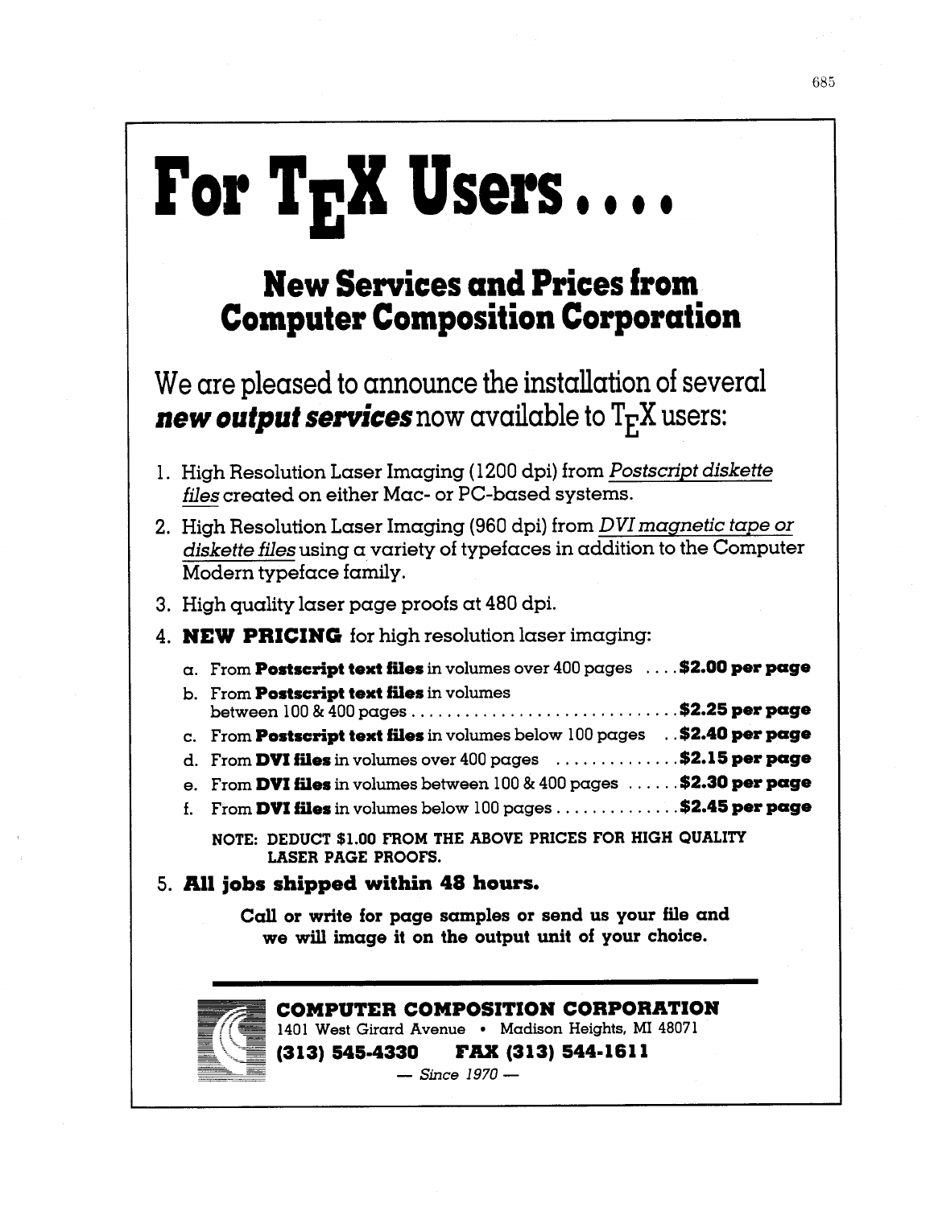# For TEX Users....

## New Services and Prices from Computer Composition Corporation

We are pleased to announce the installation of several ***new output services*** now available to TEX users:

1. High Resolution Laser Imaging (1200 dpi) from *Postscript diskette files* created on either Mac- or PC-based systems.
2. High Resolution Laser Imaging (960 dpi) from *DVI magnetic tape or diskette files* using a variety of typefaces in addition to the Computer Modern typeface family.
3. High quality laser page proofs at 480 dpi.
4. **NEW PRICING** for high resolution laser imaging:
   a. From **Postscript text files** in volumes over 400 pages .... **$2.00 per page**
   b. From **Postscript text files** in volumes between 100 & 400 pages .............................. **$2.25 per page**
   c. From **Postscript text files** in volumes below 100 pages .. **$2.40 per page**
   d. From **DVI files** in volumes over 400 pages .............. **$2.15 per page**
   e. From **DVI files** in volumes between 100 & 400 pages ...... **$2.30 per page**
   f. From **DVI files** in volumes below 100 pages .............. **$2.45 per page**

   NOTE: DEDUCT $1.00 FROM THE ABOVE PRICES FOR HIGH QUALITY LASER PAGE PROOFS.
5. **All jobs shipped within 48 hours.**

**Call or write for page samples or send us your file and we will image it on the output unit of your choice.**

---

**COMPUTER COMPOSITION CORPORATION**
1401 West Girard Avenue • Madison Heights, MI 48071
**(313) 545-4330 FAX (313) 544-1611**
*— Since 1970 —*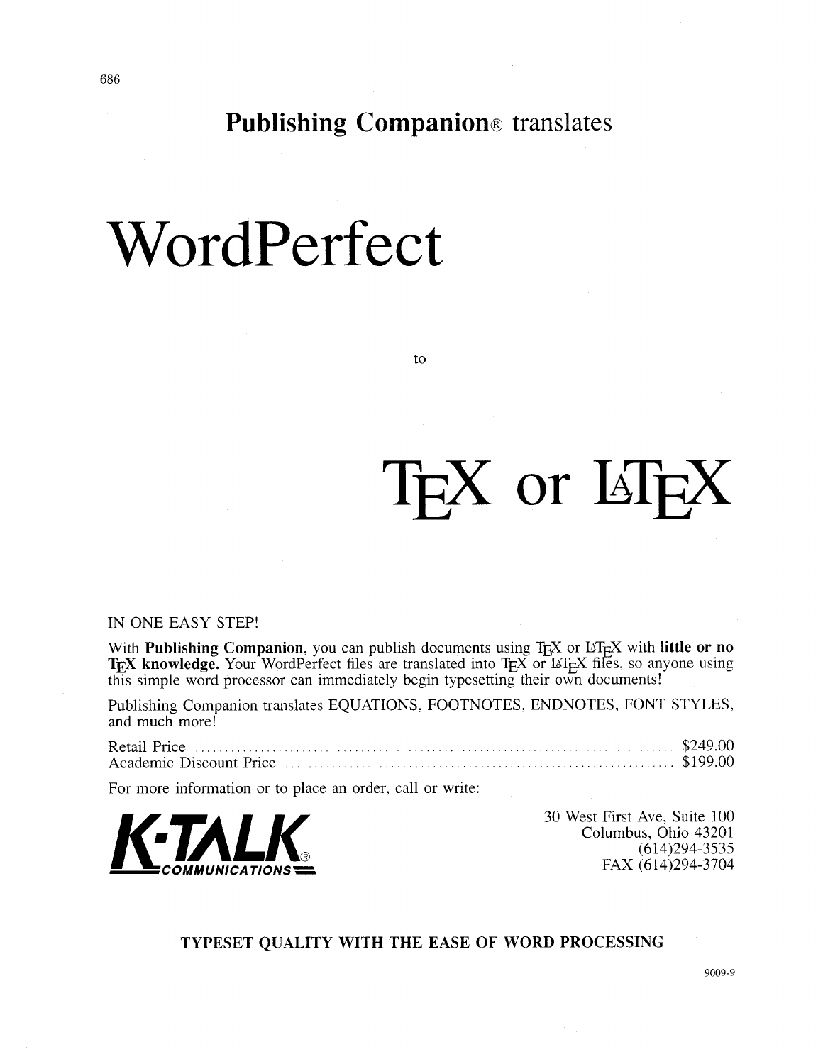**Publishing Companion**® translates

# WordPerfect

to

# TEX or LATEX

IN ONE EASY STEP!

With **Publishing Companion**, you can publish documents using TEX or LATEX with **little or no TEX knowledge.** Your WordPerfect files are translated into TEX or LATEX files, so anyone using this simple word processor can immediately begin typesetting their own documents!

Publishing Companion translates EQUATIONS, FOOTNOTES, ENDNOTES, FONT STYLES, and much more!

Retail Price ........................................ $249.00
Academic Discount Price ........................................ $199.00

For more information or to place an order, call or write:

K-TALK® COMMUNICATIONS

30 West First Ave, Suite 100
Columbus, Ohio 43201
(614)294-3535
FAX (614)294-3704

**TYPESET QUALITY WITH THE EASE OF WORD PROCESSING**

9009-9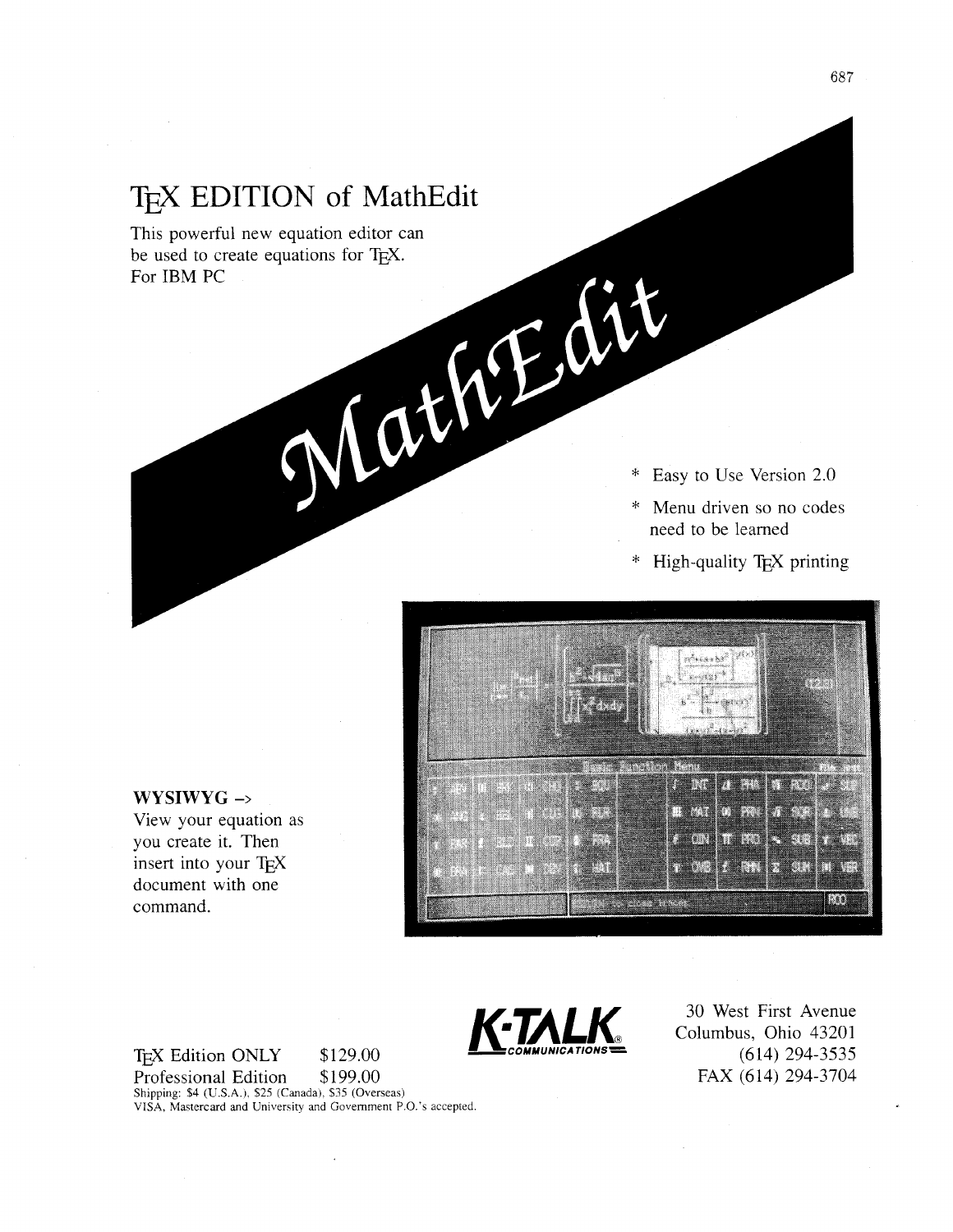# TeX EDITION of MathEdit

This powerful new equation editor can be used to create equations for TeX.
For IBM PC

MathEdit

* Easy to Use Version 2.0
* Menu driven so no codes need to be learned
* High-quality TeX printing

**WYSIWYG ->**
View your equation as you create it. Then insert into your TeX document with one command.

K-TALK COMMUNICATIONS

30 West First Avenue
Columbus, Ohio 43201
(614) 294-3535
FAX (614) 294-3704

| | |
|---|---|
| TeX Edition ONLY | $129.00 |
| Professional Edition | $199.00 |

Shipping: $4 (U.S.A.), $25 (Canada), $35 (Overseas)
VISA, Mastercard and University and Government P.O.'s accepted.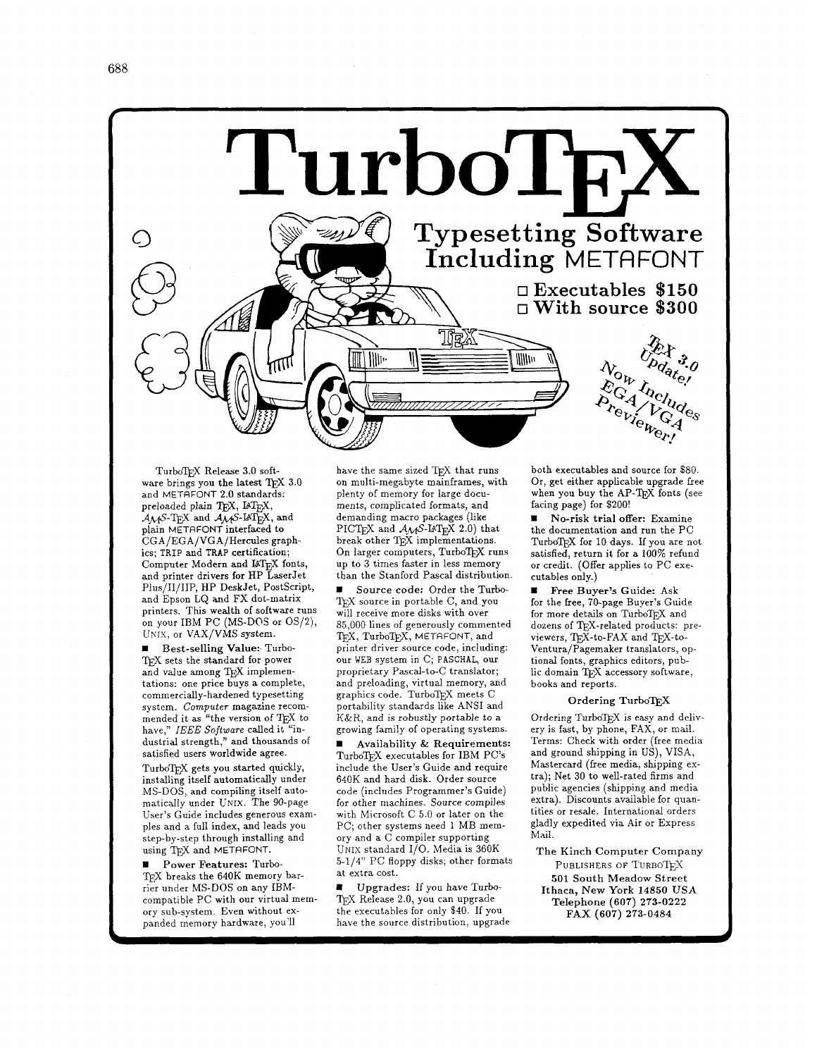# TurboTEX

## Typesetting Software Including METAFONT

□ **Executables $150**
□ **With source $300**

TEX 3.0 Update! Now Includes EGA/VGA Previewer!

TurboTEX Release 3.0 software brings you the latest TEX 3.0 and METAFONT 2.0 standards: preloaded plain TEX, LATEX, AMS-TEX and AMS-LATEX, and plain METAFONT interfaced to CGA/EGA/VGA/Hercules graphics; TRIP and TRAP certification; Computer Modern and LATEX fonts, and printer drivers for HP LaserJet Plus/II/IIP, HP DeskJet, PostScript, and Epson LQ and FX dot-matrix printers. This wealth of software runs on your IBM PC (MS-DOS or OS/2), UNIX, or VAX/VMS system.

■ **Best-selling Value:** TurboTEX sets the standard for power and value among TEX implementations: one price buys a complete, commercially-hardened typesetting system. *Computer* magazine recommended it as "the version of TEX to have," *IEEE Software* called it "industrial strength," and thousands of satisfied users worldwide agree.

TurboTEX gets you started quickly, installing itself automatically under MS-DOS, and compiling itself automatically under UNIX. The 90-page User's Guide includes generous examples and a full index, and leads you step-by-step through installing and using TEX and METAFONT.

■ **Power Features:** TurboTEX breaks the 640K memory barrier under MS-DOS on any IBM-compatible PC with our virtual memory sub-system. Even without expanded memory hardware, you'll have the same sized TEX that runs on multi-megabyte mainframes, with plenty of memory for large documents, complicated formats, and demanding macro packages (like PICTEX and AMS-LATEX 2.0) that break other TEX implementations. On larger computers, TurboTEX runs up to 3 times faster in less memory than the Stanford Pascal distribution.

■ **Source code:** Order the TurboTEX source in portable C, and you will receive more disks with over 85,000 lines of generously commented TEX, TurboTEX, METAFONT, and printer driver source code, including: our WEB system in C; PASCHAL, our proprietary Pascal-to-C translator; and preloading, virtual memory, and graphics code. TurboTEX meets C portability standards like ANSI and K&R, and is robustly portable to a growing family of operating systems.

■ **Availability & Requirements:** TurboTEX executables for IBM PC's include the User's Guide and require 640K and hard disk. Order source code (includes Programmer's Guide) for other machines. Source compiles with Microsoft C 5.0 or later on the PC; other systems need 1 MB memory and a C compiler supporting UNIX standard I/O. Media is 360K 5-1/4" PC floppy disks; other formats at extra cost.

■ **Upgrades:** If you have TurboTEX Release 2.0, you can upgrade the executables for only $40. If you have the source distribution, upgrade both executables and source for $80. Or, get either applicable upgrade free when you buy the AP-TEX fonts (see facing page) for $200!

■ **No-risk trial offer:** Examine the documentation and run the PC TurboTEX for 10 days. If you are not satisfied, return it for a 100% refund or credit. (Offer applies to PC executables only.)

■ **Free Buyer's Guide:** Ask for the free, 70-page Buyer's Guide for more details on TurboTEX and dozens of TEX-related products: previewers, TEX-to-FAX and TEX-to-Ventura/Pagemaker translators, optional fonts, graphics editors, public domain TEX accessory software, books and reports.

### Ordering TurboTEX

Ordering TurboTEX is easy and delivery is fast, by phone, FAX, or mail. Terms: Check with order (free media and ground shipping in US), VISA, Mastercard (free media, shipping extra); Net 30 to well-rated firms and public agencies (shipping and media extra). Discounts available for quantities or resale. International orders gladly expedited via Air or Express Mail.

**The Kinch Computer Company**
PUBLISHERS OF TURBOTEX
**501 South Meadow Street**
**Ithaca, New York 14850 USA**
**Telephone (607) 273-0222**
**FAX (607) 273-0484**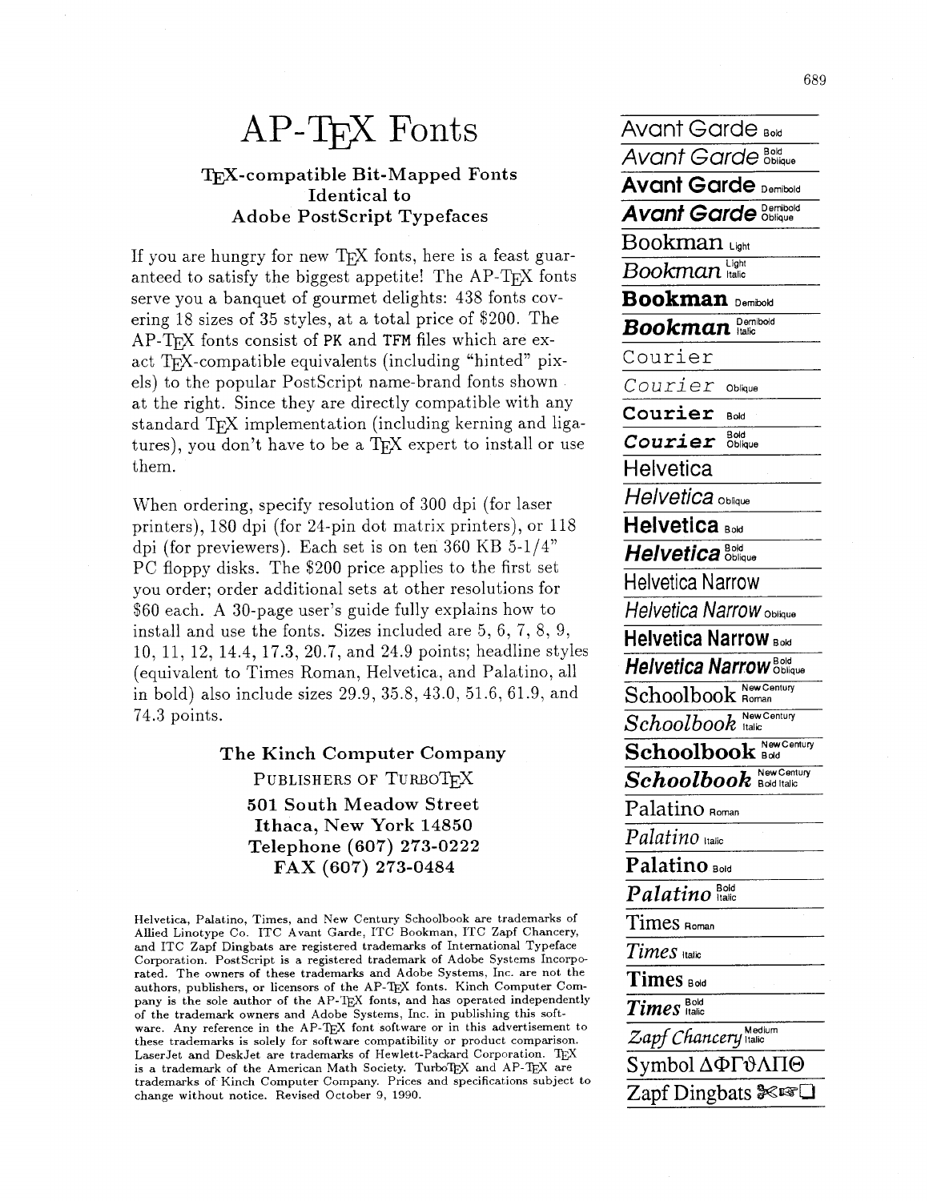# AP-TEX Fonts

### TEX-compatible Bit-Mapped Fonts Identical to Adobe PostScript Typefaces

If you are hungry for new TEX fonts, here is a feast guaranteed to satisfy the biggest appetite! The AP-TEX fonts serve you a banquet of gourmet delights: 438 fonts covering 18 sizes of 35 styles, at a total price of $200. The AP-TEX fonts consist of PK and TFM files which are exact TEX-compatible equivalents (including "hinted" pixels) to the popular PostScript name-brand fonts shown at the right. Since they are directly compatible with any standard TEX implementation (including kerning and ligatures), you don't have to be a TEX expert to install or use them.

When ordering, specify resolution of 300 dpi (for laser printers), 180 dpi (for 24-pin dot matrix printers), or 118 dpi (for previewers). Each set is on ten 360 KB 5-1/4" PC floppy disks. The $200 price applies to the first set you order; order additional sets at other resolutions for $60 each. A 30-page user's guide fully explains how to install and use the fonts. Sizes included are 5, 6, 7, 8, 9, 10, 11, 12, 14.4, 17.3, 20.7, and 24.9 points; headline styles (equivalent to Times Roman, Helvetica, and Palatino, all in bold) also include sizes 29.9, 35.8, 43.0, 51.6, 61.9, and 74.3 points.

**The Kinch Computer Company**
PUBLISHERS OF TURBOTEX
**501 South Meadow Street**
**Ithaca, New York 14850**
**Telephone (607) 273-0222**
**FAX (607) 273-0484**

Helvetica, Palatino, Times, and New Century Schoolbook are trademarks of Allied Linotype Co. ITC Avant Garde, ITC Bookman, ITC Zapf Chancery, and ITC Zapf Dingbats are registered trademarks of International Typeface Corporation. PostScript is a registered trademark of Adobe Systems Incorporated. The owners of these trademarks and Adobe Systems, Inc. are not the authors, publishers, or licensors of the AP-TEX fonts. Kinch Computer Company is the sole author of the AP-TEX fonts, and has operated independently of the trademark owners and Adobe Systems, Inc. in publishing this software. Any reference in the AP-TEX font software or in this advertisement to these trademarks is solely for software compatibility or product comparison. LaserJet and DeskJet are trademarks of Hewlett-Packard Corporation. TEX is a trademark of the American Math Society. TurboTEX and AP-TEX are trademarks of Kinch Computer Company. Prices and specifications subject to change without notice. Revised October 9, 1990.

Avant Garde Bold
*Avant Garde Bold Oblique*
**Avant Garde Demibold**
***Avant Garde Demibold Oblique***
Bookman Light
*Bookman Light Italic*
**Bookman Demibold**
***Bookman Demibold Italic***
Courier
*Courier Oblique*
**Courier Bold**
***Courier Bold Oblique***
Helvetica
*Helvetica Oblique*
**Helvetica Bold**
***Helvetica Bold Oblique***
Helvetica Narrow
*Helvetica Narrow Oblique*
**Helvetica Narrow Bold**
***Helvetica Narrow Bold Oblique***
Schoolbook New Century Roman
*Schoolbook New Century Italic*
**Schoolbook New Century Bold**
***Schoolbook New Century Bold Italic***
Palatino Roman
*Palatino Italic*
**Palatino Bold**
***Palatino Bold Italic***
Times Roman
*Times Italic*
**Times Bold**
***Times Bold Italic***
*Zapf Chancery Medium Italic*
Symbol ΔΦΓϑΛΠΘ
Zapf Dingbats ✂☞❑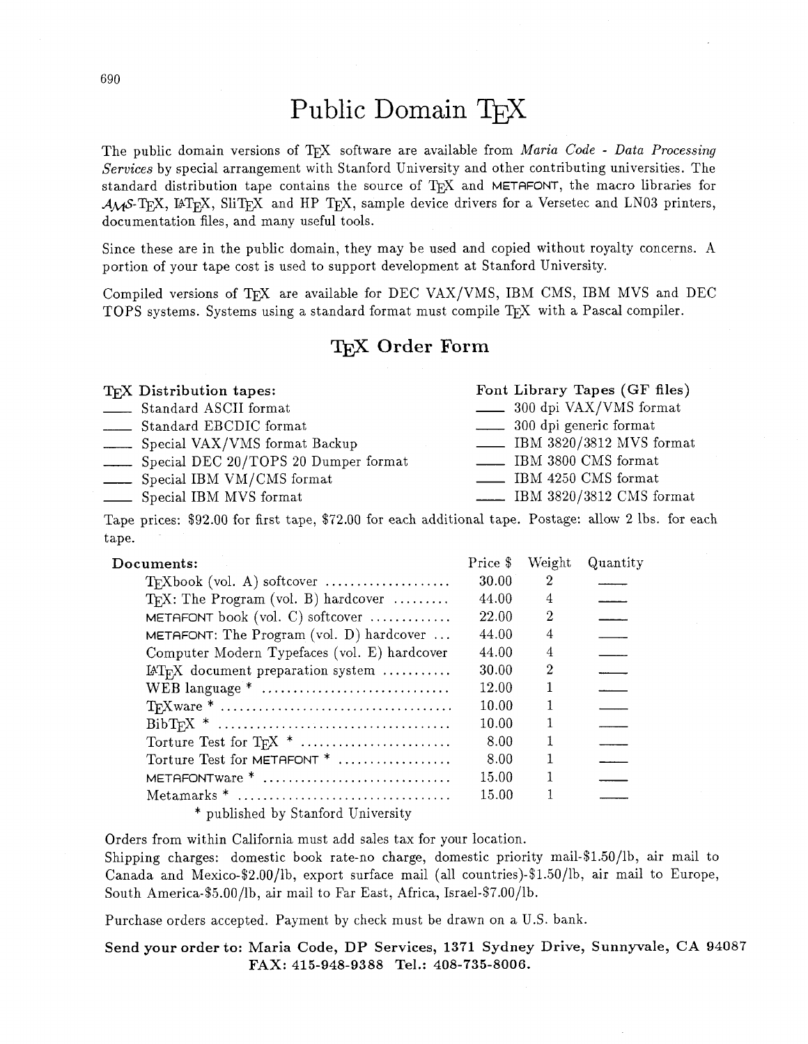# Public Domain TeX

The public domain versions of TeX software are available from *Maria Code - Data Processing Services* by special arrangement with Stanford University and other contributing universities. The standard distribution tape contains the source of TeX and METAFONT, the macro libraries for AMS-TeX, LaTeX, SliTeX and HP TeX, sample device drivers for a Versetec and LN03 printers, documentation files, and many useful tools.

Since these are in the public domain, they may be used and copied without royalty concerns. A portion of your tape cost is used to support development at Stanford University.

Compiled versions of TeX are available for DEC VAX/VMS, IBM CMS, IBM MVS and DEC TOPS systems. Systems using a standard format must compile TeX with a Pascal compiler.

## TeX Order Form

**TeX Distribution tapes:**

- ____ Standard ASCII format
- ____ Standard EBCDIC format
- ____ Special VAX/VMS format Backup
- ____ Special DEC 20/TOPS 20 Dumper format
- ____ Special IBM VM/CMS format
- ____ Special IBM MVS format

**Font Library Tapes (GF files)**

- ____ 300 dpi VAX/VMS format
- ____ 300 dpi generic format
- ____ IBM 3820/3812 MVS format
- ____ IBM 3800 CMS format
- ____ IBM 4250 CMS format
- ____ IBM 3820/3812 CMS format

Tape prices: $92.00 for first tape, $72.00 for each additional tape. Postage: allow 2 lbs. for each tape.

| Documents: | Price $ | Weight | Quantity |
|---|---|---|---|
| TeXbook (vol. A) softcover | 30.00 | 2 | ____ |
| TeX: The Program (vol. B) hardcover | 44.00 | 4 | ____ |
| METAFONT book (vol. C) softcover | 22.00 | 2 | ____ |
| METAFONT: The Program (vol. D) hardcover | 44.00 | 4 | ____ |
| Computer Modern Typefaces (vol. E) hardcover | 44.00 | 4 | ____ |
| LaTeX document preparation system | 30.00 | 2 | ____ |
| WEB language * | 12.00 | 1 | ____ |
| TeXware * | 10.00 | 1 | ____ |
| BibTeX * | 10.00 | 1 | ____ |
| Torture Test for TeX * | 8.00 | 1 | ____ |
| Torture Test for METAFONT * | 8.00 | 1 | ____ |
| METAFONTware * | 15.00 | 1 | ____ |
| Metamarks * | 15.00 | 1 | ____ |

\* published by Stanford University

Orders from within California must add sales tax for your location.
Shipping charges: domestic book rate-no charge, domestic priority mail-$1.50/lb, air mail to Canada and Mexico-$2.00/lb, export surface mail (all countries)-$1.50/lb, air mail to Europe, South America-$5.00/lb, air mail to Far East, Africa, Israel-$7.00/lb.

Purchase orders accepted. Payment by check must be drawn on a U.S. bank.

**Send your order to: Maria Code, DP Services, 1371 Sydney Drive, Sunnyvale, CA 94087**
**FAX: 415-948-9388 Tel.: 408-735-8006.**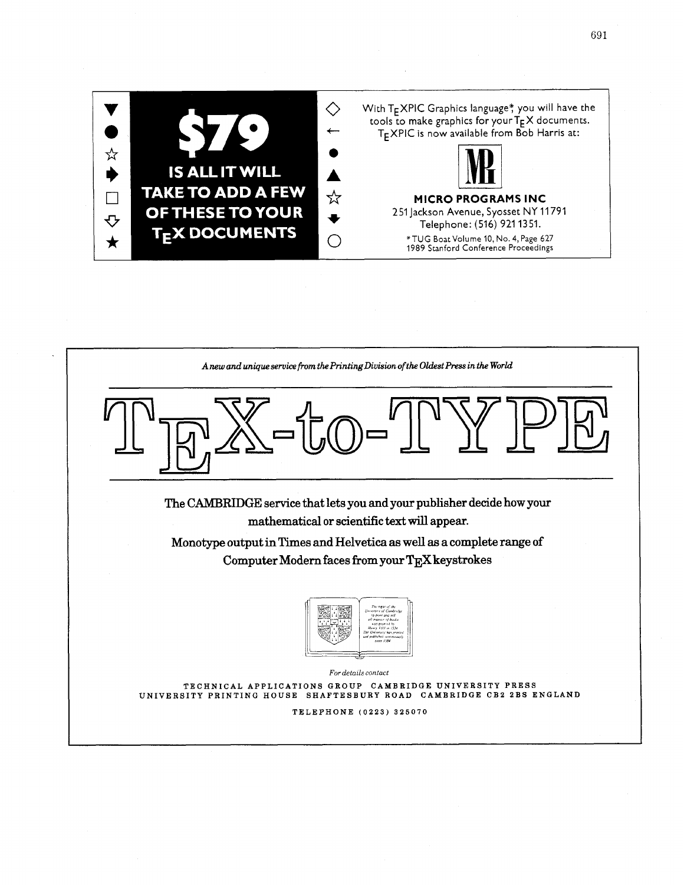**$79**

**IS ALL IT WILL TAKE TO ADD A FEW OF THESE TO YOUR TEX DOCUMENTS**

With TEXPIC Graphics language*, you will have the tools to make graphics for your TEX documents. TEXPIC is now available from Bob Harris at:

MPI

**MICRO PROGRAMS INC**

251 Jackson Avenue, Syosset NY 11791

Telephone: (516) 921 1351.

* TUG Boat Volume 10, No. 4, Page 627
1989 Stanford Conference Proceedings

---

*A new and unique service from the Printing Division of the Oldest Press in the World*

# TEX-to-TYPE

**The CAMBRIDGE service that lets you and your publisher decide how your mathematical or scientific text will appear.**

**Monotype output in Times and Helvetica as well as a complete range of Computer Modern faces from your TEX keystrokes**

*For details contact*

TECHNICAL APPLICATIONS GROUP CAMBRIDGE UNIVERSITY PRESS
UNIVERSITY PRINTING HOUSE SHAFTESBURY ROAD CAMBRIDGE CB2 2BS ENGLAND

TELEPHONE (0223) 325070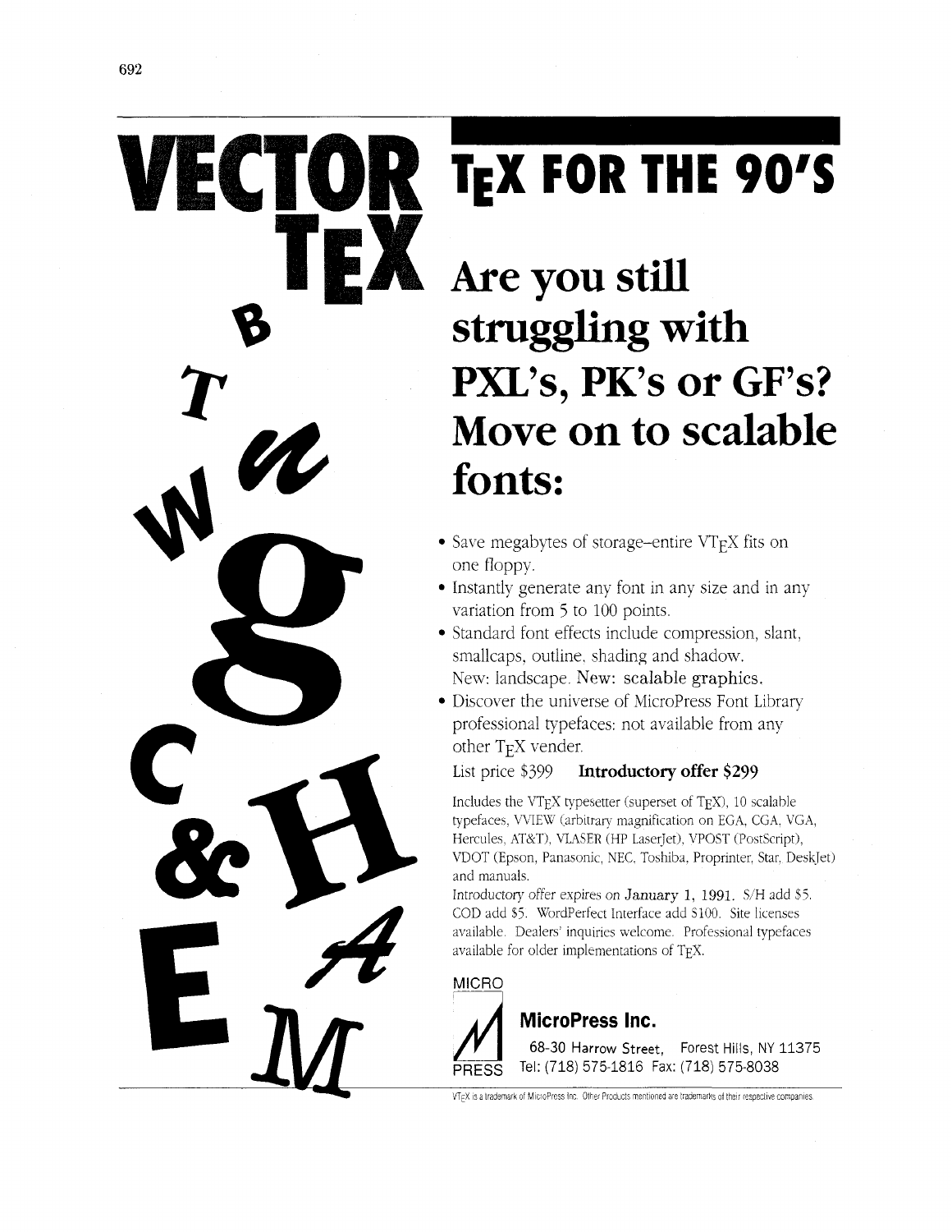# VECTOR TEX

# TEX FOR THE 90'S

## Are you still struggling with PXL's, PK's or GF's? Move on to scalable fonts:

- Save megabytes of storage–entire VTEX fits on one floppy.
- Instantly generate any font in any size and in any variation from 5 to 100 points.
- Standard font effects include compression, slant, smallcaps, outline, shading and shadow. New: landscape. New: scalable graphics.
- Discover the universe of MicroPress Font Library professional typefaces: not available from any other TEX vender.

List price $399 **Introductory offer $299**

Includes the VTEX typesetter (superset of TEX), 10 scalable typefaces, VVIEW (arbitrary magnification on EGA, CGA, VGA, Hercules, AT&T), VLASER (HP LaserJet), VPOST (PostScript), VDOT (Epson, Panasonic, NEC, Toshiba, Proprinter, Star, DeskJet) and manuals.

Introductory offer expires on **January 1, 1991**. S/H add $5. COD add $5. WordPerfect Interface add $100. Site licenses available. Dealers' inquiries welcome. Professional typefaces available for older implementations of TEX.

MICRO PRESS

**MicroPress Inc.**
68-30 Harrow Street, Forest Hills, NY 11375
Tel: (718) 575-1816 Fax: (718) 575-8038

VTEX is a trademark of MicroPress Inc. Other Products mentioned are trademarks of their respective companies.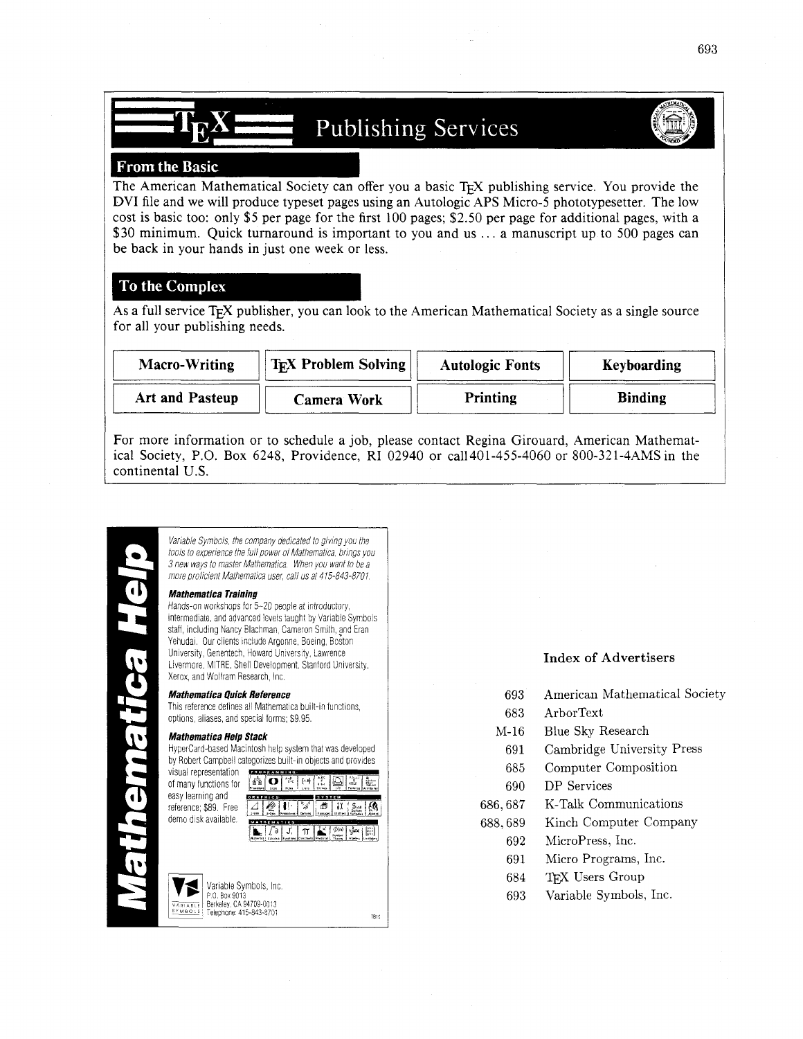# TeX Publishing Services

## From the Basic

The American Mathematical Society can offer you a basic TeX publishing service. You provide the DVI file and we will produce typeset pages using an Autologic APS Micro-5 phototypesetter. The low cost is basic too: only $5 per page for the first 100 pages; $2.50 per page for additional pages, with a $30 minimum. Quick turnaround is important to you and us ... a manuscript up to 500 pages can be back in your hands in just one week or less.

## To the Complex

As a full service TeX publisher, you can look to the American Mathematical Society as a single source for all your publishing needs.

| | | | |
|---|---|---|---|
| **Macro-Writing** | **TeX Problem Solving** | **Autologic Fonts** | **Keyboarding** |
| **Art and Pasteup** | **Camera Work** | **Printing** | **Binding** |

For more information or to schedule a job, please contact Regina Girouard, American Mathematical Society, P.O. Box 6248, Providence, RI 02940 or call 401-455-4060 or 800-321-4AMS in the continental U.S.

# Mathematica Help

*Variable Symbols, the company dedicated to giving you the tools to experience the full power of Mathematica, brings you 3 new ways to master Mathematica. When you want to be a more proficient Mathematica user, call us at 415-843-8701.*

***Mathematica Training***

Hands-on workshops for 5–20 people at introductory, intermediate, and advanced levels taught by Variable Symbols staff, including Nancy Blachman, Cameron Smith, and Eran Yehudai. Our clients include Argonne, Boeing, Boston University, Genentech, Howard University, Lawrence Livermore, MITRE, Shell Development, Stanford University, Xerox, and Wolfram Research, Inc.

***Mathematica Quick Reference***

This reference defines all Mathematica built-in functions, options, aliases, and special forms; $9.95.

***Mathematica Help Stack***

HyperCard-based Macintosh help system that was developed by Robert Campbell categorizes built-in objects and provides visual representation of many functions for easy learning and reference; $89. Free demo disk available.

Variable Symbols, Inc.
P.O. Box 9013
Berkeley, CA 94709-0013
Telephone: 415-843-8701

## Index of Advertisers

| | |
|---|---|
| 693 | American Mathematical Society |
| 683 | ArborText |
| M-16 | Blue Sky Research |
| 691 | Cambridge University Press |
| 685 | Computer Composition |
| 690 | DP Services |
| 686, 687 | K-Talk Communications |
| 688, 689 | Kinch Computer Company |
| 692 | MicroPress, Inc. |
| 691 | Micro Programs, Inc. |
| 684 | TeX Users Group |
| 693 | Variable Symbols, Inc. |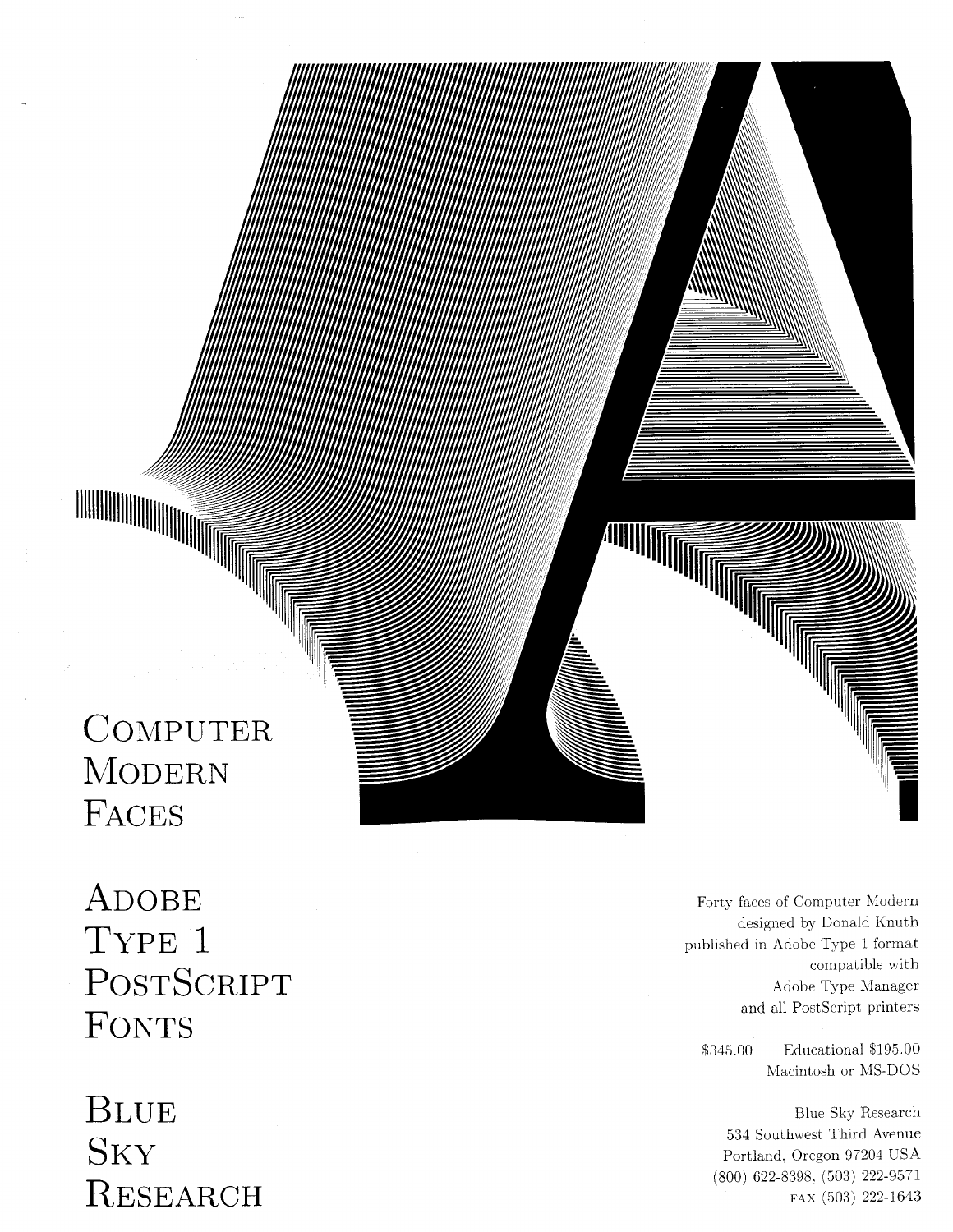# Computer Modern Faces

# Adobe Type 1 PostScript Fonts

# Blue Sky Research

Forty faces of Computer Modern
designed by Donald Knuth
published in Adobe Type 1 format
compatible with
Adobe Type Manager
and all PostScript printers

$345.00 Educational $195.00
Macintosh or MS-DOS

Blue Sky Research
534 Southwest Third Avenue
Portland, Oregon 97204 USA
(800) 622-8398, (503) 222-9571
FAX (503) 222-1643